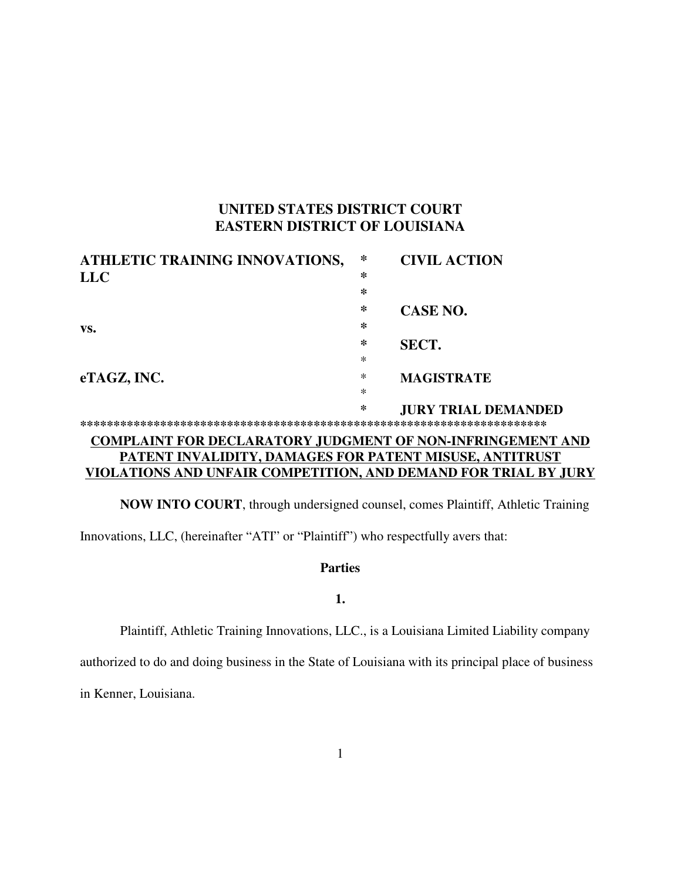**UNITED STATES DISTRICT COURT**
**EASTERN DISTRICT OF LOUISIANA**

| | | |
|---|---|---|
| **ATHLETIC TRAINING INNOVATIONS, LLC** | * | **CIVIL ACTION** |
| | * | |
| | * | |
| | * | **CASE NO.** |
| **vs.** | * | |
| | * | **SECT.** |
| | * | |
| **eTAGZ, INC.** | * | **MAGISTRATE** |
| | * | |
| | * | **JURY TRIAL DEMANDED** |

**********************************************************************

**COMPLAINT FOR DECLARATORY JUDGMENT OF NON-INFRINGEMENT AND PATENT INVALIDITY, DAMAGES FOR PATENT MISUSE, ANTITRUST VIOLATIONS AND UNFAIR COMPETITION, AND DEMAND FOR TRIAL BY JURY**

**NOW INTO COURT**, through undersigned counsel, comes Plaintiff, Athletic Training Innovations, LLC, (hereinafter "ATI" or "Plaintiff") who respectfully avers that:

**Parties**

**1.**

Plaintiff, Athletic Training Innovations, LLC., is a Louisiana Limited Liability company authorized to do and doing business in the State of Louisiana with its principal place of business in Kenner, Louisiana.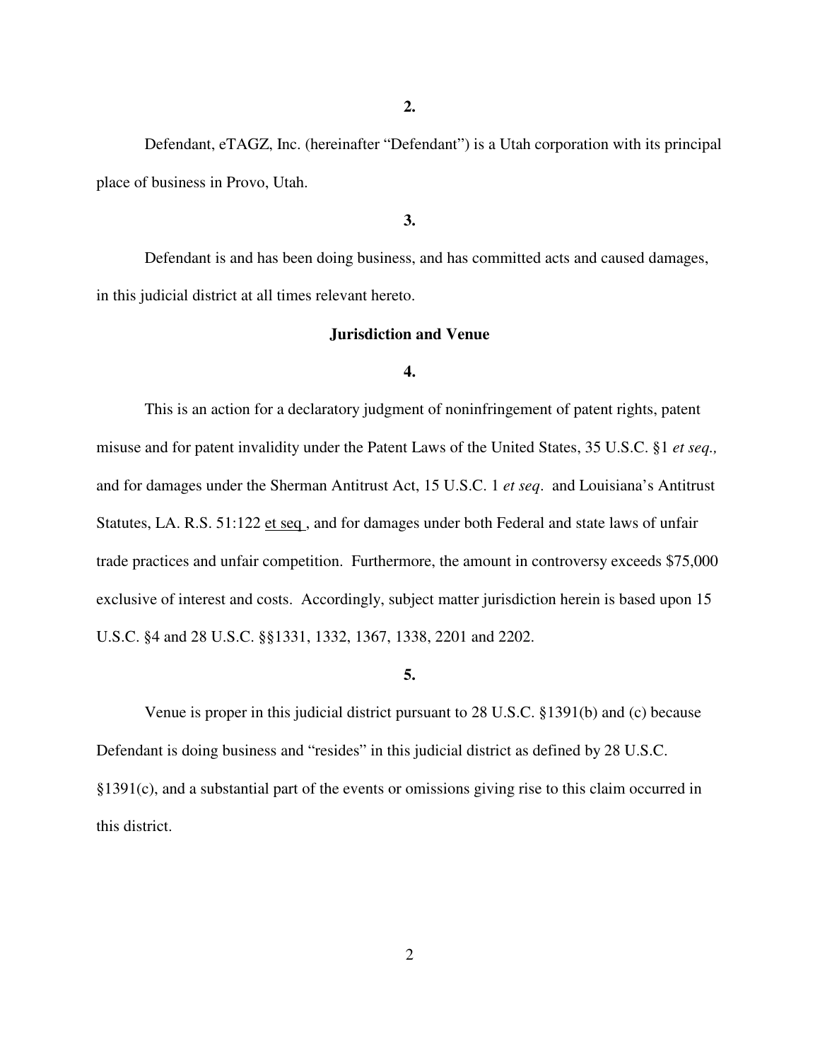**2.**

Defendant, eTAGZ, Inc. (hereinafter "Defendant") is a Utah corporation with its principal place of business in Provo, Utah.

**3.**

Defendant is and has been doing business, and has committed acts and caused damages, in this judicial district at all times relevant hereto.

**Jurisdiction and Venue**

**4.**

This is an action for a declaratory judgment of noninfringement of patent rights, patent misuse and for patent invalidity under the Patent Laws of the United States, 35 U.S.C. §1 *et seq.,* and for damages under the Sherman Antitrust Act, 15 U.S.C. 1 *et seq*. and Louisiana's Antitrust Statutes, LA. R.S. 51:122 et seq , and for damages under both Federal and state laws of unfair trade practices and unfair competition. Furthermore, the amount in controversy exceeds $75,000 exclusive of interest and costs. Accordingly, subject matter jurisdiction herein is based upon 15 U.S.C. §4 and 28 U.S.C. §§1331, 1332, 1367, 1338, 2201 and 2202.

**5.**

Venue is proper in this judicial district pursuant to 28 U.S.C. §1391(b) and (c) because Defendant is doing business and "resides" in this judicial district as defined by 28 U.S.C. §1391(c), and a substantial part of the events or omissions giving rise to this claim occurred in this district.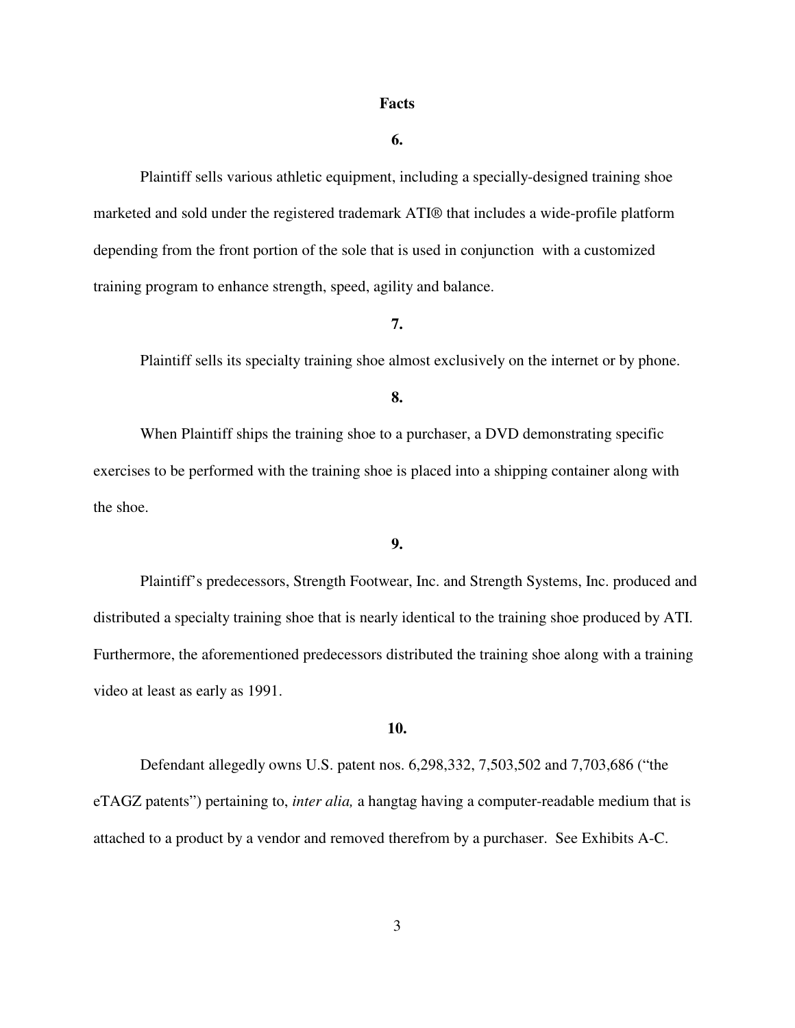## Facts

**6.**

Plaintiff sells various athletic equipment, including a specially-designed training shoe marketed and sold under the registered trademark ATI® that includes a wide-profile platform depending from the front portion of the sole that is used in conjunction with a customized training program to enhance strength, speed, agility and balance.

**7.**

Plaintiff sells its specialty training shoe almost exclusively on the internet or by phone.

**8.**

When Plaintiff ships the training shoe to a purchaser, a DVD demonstrating specific exercises to be performed with the training shoe is placed into a shipping container along with the shoe.

**9.**

Plaintiff's predecessors, Strength Footwear, Inc. and Strength Systems, Inc. produced and distributed a specialty training shoe that is nearly identical to the training shoe produced by ATI. Furthermore, the aforementioned predecessors distributed the training shoe along with a training video at least as early as 1991.

**10.**

Defendant allegedly owns U.S. patent nos. 6,298,332, 7,503,502 and 7,703,686 ("the eTAGZ patents") pertaining to, *inter alia,* a hangtag having a computer-readable medium that is attached to a product by a vendor and removed therefrom by a purchaser. See Exhibits A-C.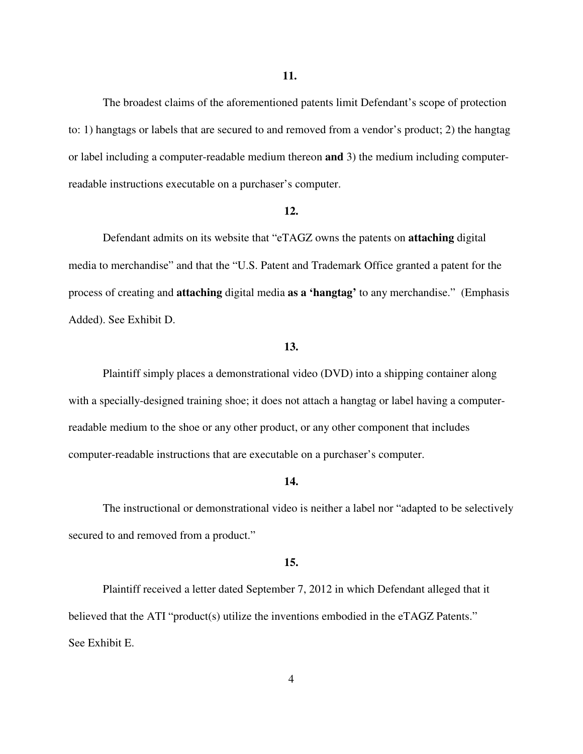**11.**

The broadest claims of the aforementioned patents limit Defendant's scope of protection to: 1) hangtags or labels that are secured to and removed from a vendor's product; 2) the hangtag or label including a computer-readable medium thereon **and** 3) the medium including computer-readable instructions executable on a purchaser's computer.

**12.**

Defendant admits on its website that "eTAGZ owns the patents on **attaching** digital media to merchandise" and that the "U.S. Patent and Trademark Office granted a patent for the process of creating and **attaching** digital media **as a 'hangtag'** to any merchandise." (Emphasis Added). See Exhibit D.

**13.**

Plaintiff simply places a demonstrational video (DVD) into a shipping container along with a specially-designed training shoe; it does not attach a hangtag or label having a computer-readable medium to the shoe or any other product, or any other component that includes computer-readable instructions that are executable on a purchaser's computer.

**14.**

The instructional or demonstrational video is neither a label nor "adapted to be selectively secured to and removed from a product."

**15.**

Plaintiff received a letter dated September 7, 2012 in which Defendant alleged that it believed that the ATI "product(s) utilize the inventions embodied in the eTAGZ Patents." See Exhibit E.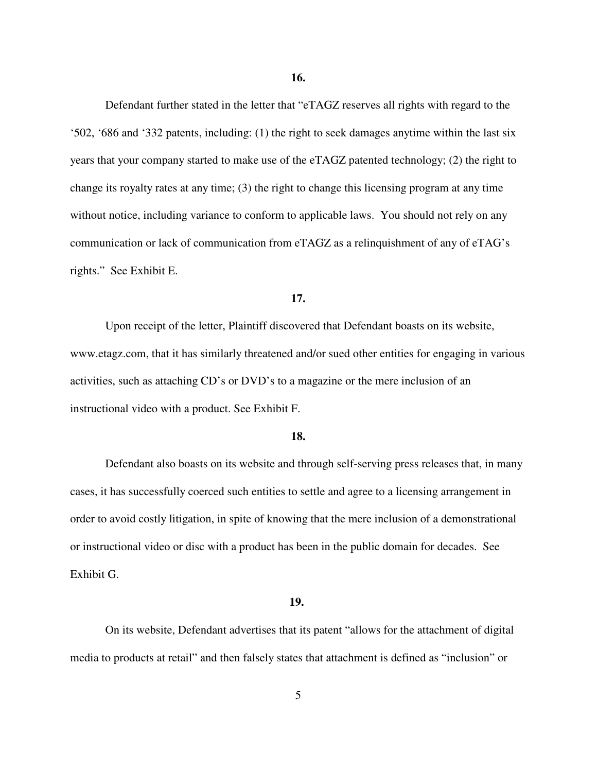**16.**

Defendant further stated in the letter that “eTAGZ reserves all rights with regard to the ‘502, ‘686 and ‘332 patents, including: (1) the right to seek damages anytime within the last six years that your company started to make use of the eTAGZ patented technology; (2) the right to change its royalty rates at any time; (3) the right to change this licensing program at any time without notice, including variance to conform to applicable laws. You should not rely on any communication or lack of communication from eTAGZ as a relinquishment of any of eTAG’s rights.” See Exhibit E.

**17.**

Upon receipt of the letter, Plaintiff discovered that Defendant boasts on its website, www.etagz.com, that it has similarly threatened and/or sued other entities for engaging in various activities, such as attaching CD’s or DVD’s to a magazine or the mere inclusion of an instructional video with a product. See Exhibit F.

**18.**

Defendant also boasts on its website and through self-serving press releases that, in many cases, it has successfully coerced such entities to settle and agree to a licensing arrangement in order to avoid costly litigation, in spite of knowing that the mere inclusion of a demonstrational or instructional video or disc with a product has been in the public domain for decades. See Exhibit G.

**19.**

On its website, Defendant advertises that its patent “allows for the attachment of digital media to products at retail” and then falsely states that attachment is defined as “inclusion” or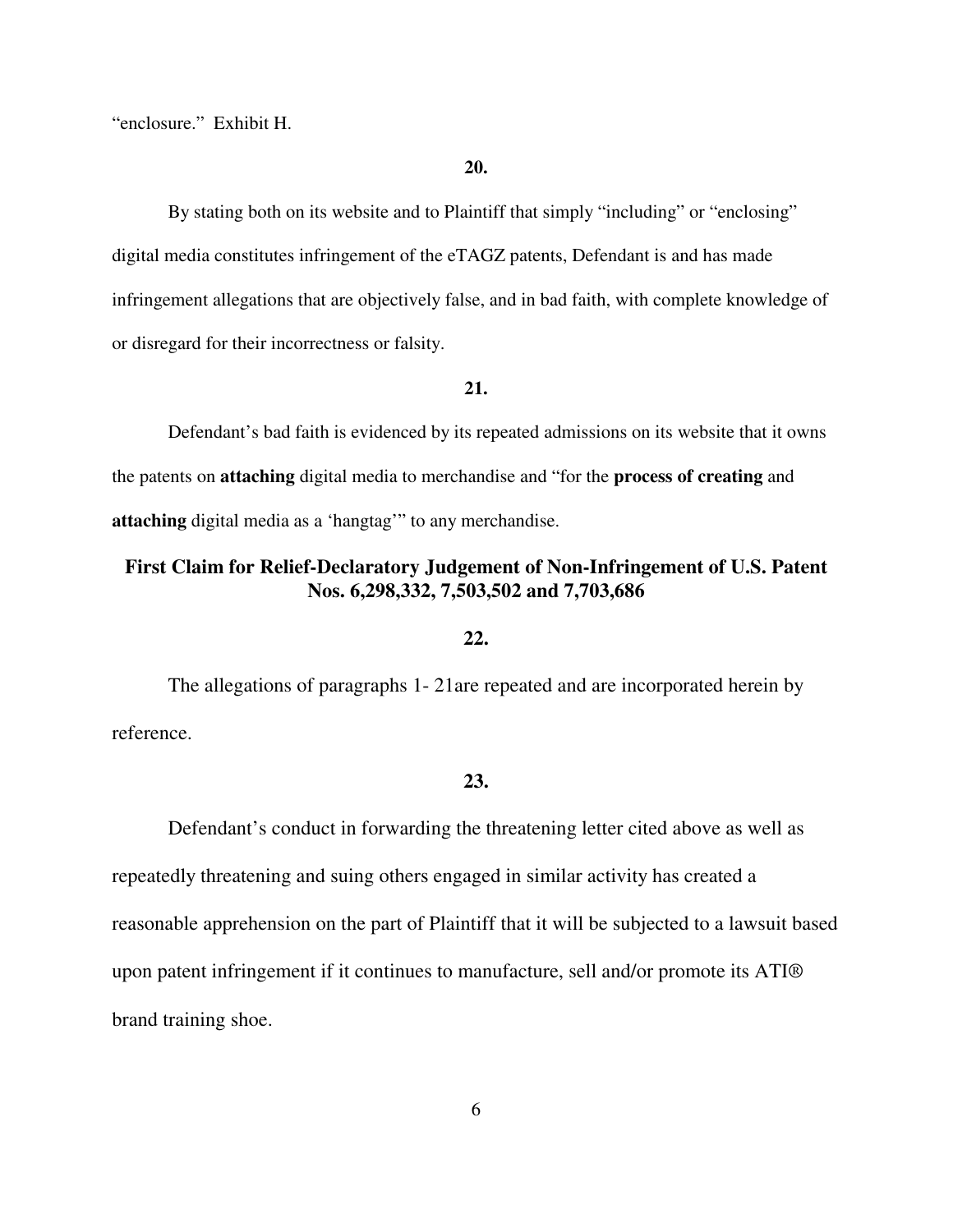"enclosure." Exhibit H.

**20.**

By stating both on its website and to Plaintiff that simply "including" or "enclosing" digital media constitutes infringement of the eTAGZ patents, Defendant is and has made infringement allegations that are objectively false, and in bad faith, with complete knowledge of or disregard for their incorrectness or falsity.

**21.**

Defendant's bad faith is evidenced by its repeated admissions on its website that it owns the patents on **attaching** digital media to merchandise and "for the **process of creating** and **attaching** digital media as a 'hangtag'" to any merchandise.

## First Claim for Relief-Declaratory Judgement of Non-Infringement of U.S. Patent Nos. 6,298,332, 7,503,502 and 7,703,686

**22.**

The allegations of paragraphs 1- 21are repeated and are incorporated herein by reference.

**23.**

Defendant's conduct in forwarding the threatening letter cited above as well as repeatedly threatening and suing others engaged in similar activity has created a reasonable apprehension on the part of Plaintiff that it will be subjected to a lawsuit based upon patent infringement if it continues to manufacture, sell and/or promote its ATI® brand training shoe.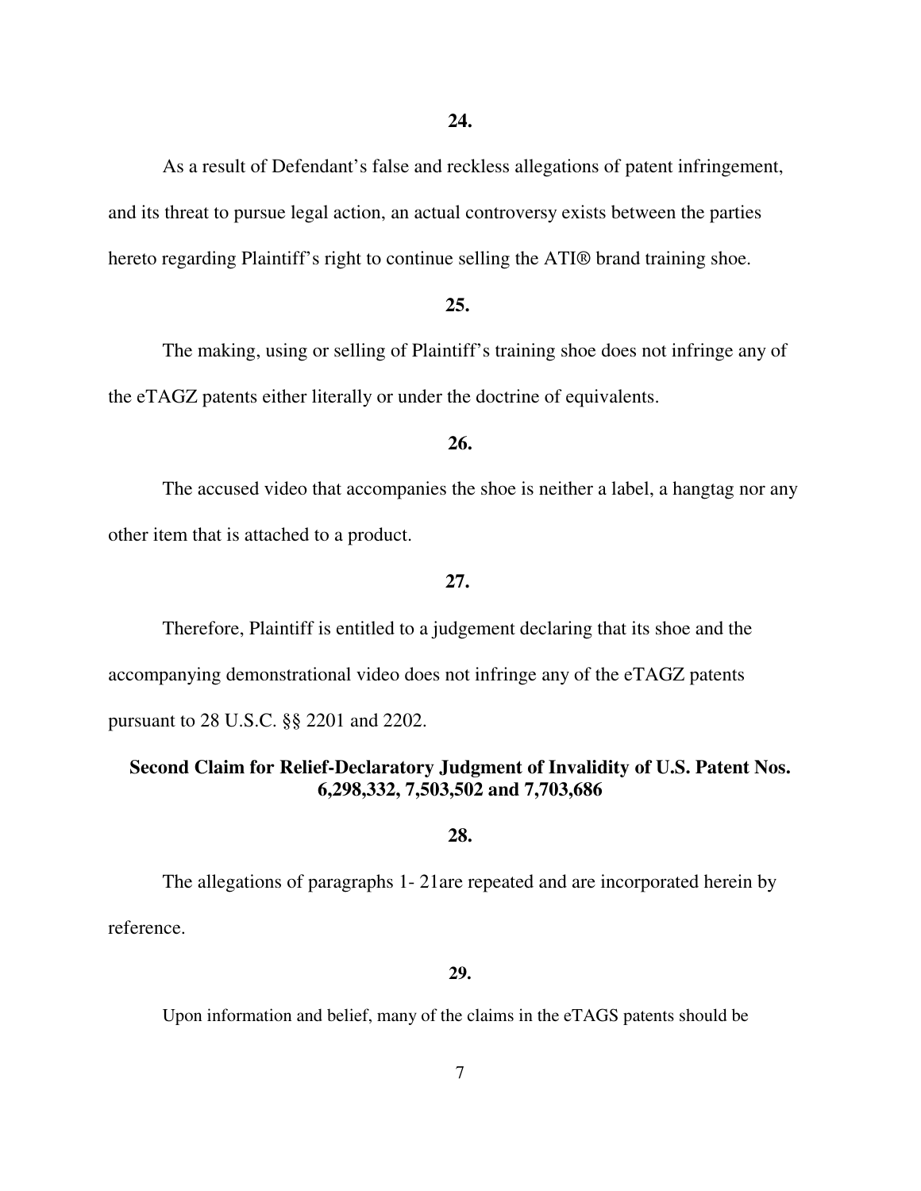**24.**

As a result of Defendant's false and reckless allegations of patent infringement, and its threat to pursue legal action, an actual controversy exists between the parties hereto regarding Plaintiff's right to continue selling the ATI® brand training shoe.

**25.**

The making, using or selling of Plaintiff's training shoe does not infringe any of the eTAGZ patents either literally or under the doctrine of equivalents.

**26.**

The accused video that accompanies the shoe is neither a label, a hangtag nor any other item that is attached to a product.

**27.**

Therefore, Plaintiff is entitled to a judgement declaring that its shoe and the accompanying demonstrational video does not infringe any of the eTAGZ patents pursuant to 28 U.S.C. §§ 2201 and 2202.

**Second Claim for Relief-Declaratory Judgment of Invalidity of U.S. Patent Nos. 6,298,332, 7,503,502 and 7,703,686**

**28.**

The allegations of paragraphs 1- 21are repeated and are incorporated herein by reference.

**29.**

Upon information and belief, many of the claims in the eTAGS patents should be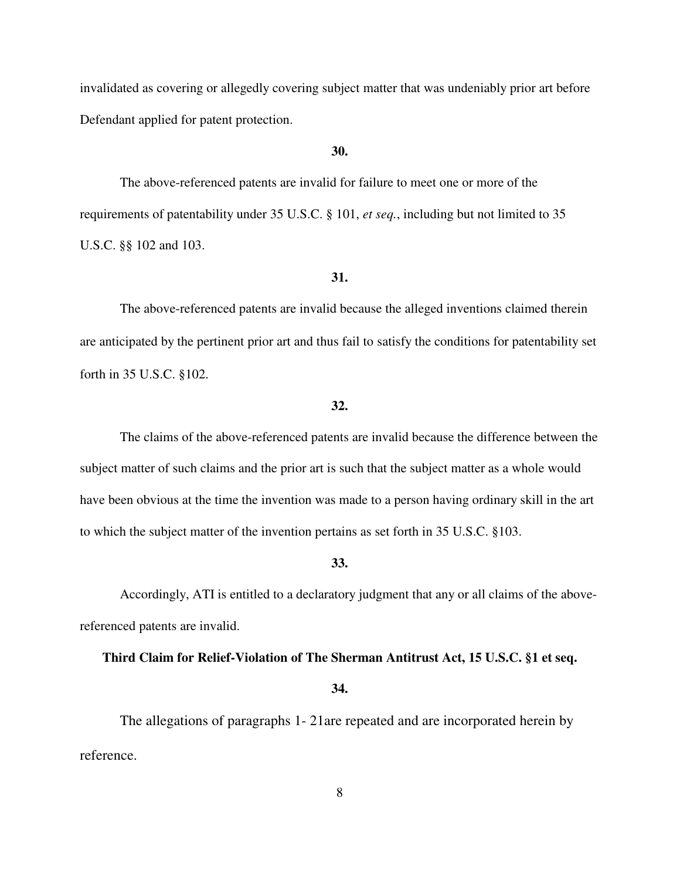invalidated as covering or allegedly covering subject matter that was undeniably prior art before Defendant applied for patent protection.

**30.**

The above-referenced patents are invalid for failure to meet one or more of the requirements of patentability under 35 U.S.C. § 101, *et seq.*, including but not limited to 35 U.S.C. §§ 102 and 103.

**31.**

The above-referenced patents are invalid because the alleged inventions claimed therein are anticipated by the pertinent prior art and thus fail to satisfy the conditions for patentability set forth in 35 U.S.C. §102.

**32.**

The claims of the above-referenced patents are invalid because the difference between the subject matter of such claims and the prior art is such that the subject matter as a whole would have been obvious at the time the invention was made to a person having ordinary skill in the art to which the subject matter of the invention pertains as set forth in 35 U.S.C. §103.

**33.**

Accordingly, ATI is entitled to a declaratory judgment that any or all claims of the above-referenced patents are invalid.

**Third Claim for Relief-Violation of The Sherman Antitrust Act, 15 U.S.C. §1 et seq.**

**34.**

The allegations of paragraphs 1- 21are repeated and are incorporated herein by reference.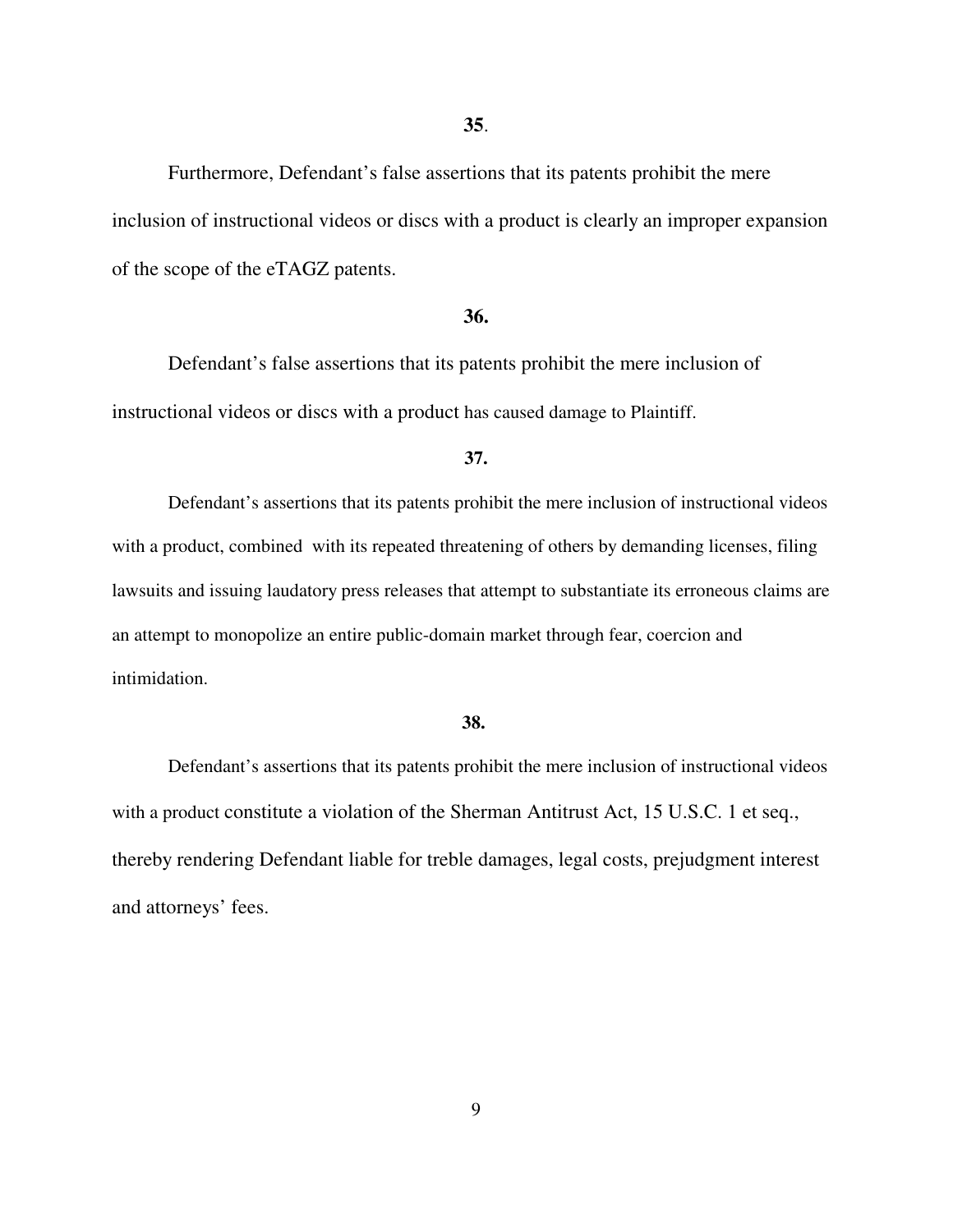**35**.

Furthermore, Defendant's false assertions that its patents prohibit the mere inclusion of instructional videos or discs with a product is clearly an improper expansion of the scope of the eTAGZ patents.

**36.**

Defendant's false assertions that its patents prohibit the mere inclusion of instructional videos or discs with a product has caused damage to Plaintiff.

**37.**

Defendant's assertions that its patents prohibit the mere inclusion of instructional videos with a product, combined with its repeated threatening of others by demanding licenses, filing lawsuits and issuing laudatory press releases that attempt to substantiate its erroneous claims are an attempt to monopolize an entire public-domain market through fear, coercion and intimidation.

**38.**

Defendant's assertions that its patents prohibit the mere inclusion of instructional videos with a product constitute a violation of the Sherman Antitrust Act, 15 U.S.C. 1 et seq., thereby rendering Defendant liable for treble damages, legal costs, prejudgment interest and attorneys' fees.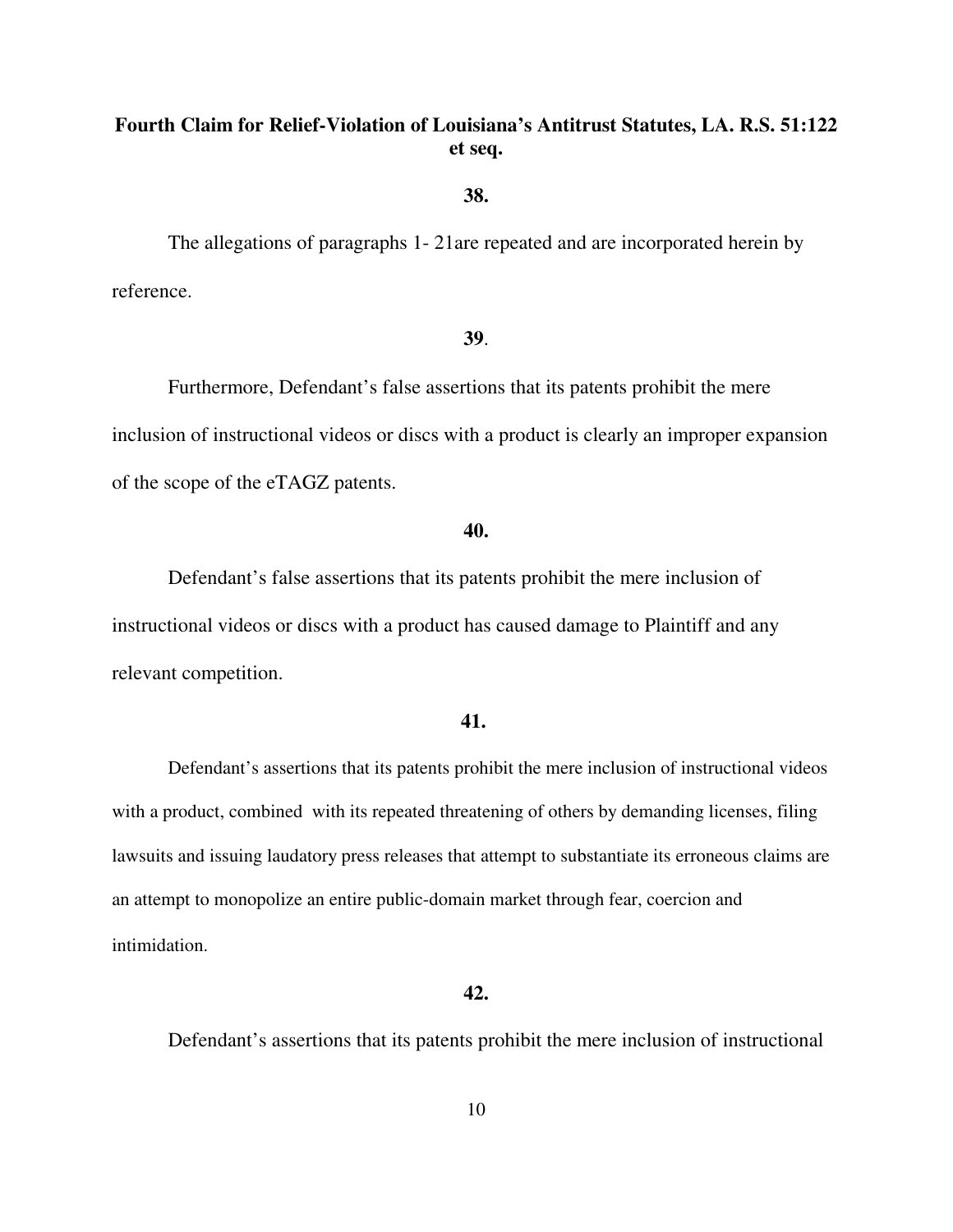**Fourth Claim for Relief-Violation of Louisiana's Antitrust Statutes, LA. R.S. 51:122 et seq.**

**38.**

The allegations of paragraphs 1- 21are repeated and are incorporated herein by reference.

**39**.

Furthermore, Defendant's false assertions that its patents prohibit the mere inclusion of instructional videos or discs with a product is clearly an improper expansion of the scope of the eTAGZ patents.

**40.**

Defendant's false assertions that its patents prohibit the mere inclusion of instructional videos or discs with a product has caused damage to Plaintiff and any relevant competition.

**41.**

Defendant's assertions that its patents prohibit the mere inclusion of instructional videos with a product, combined with its repeated threatening of others by demanding licenses, filing lawsuits and issuing laudatory press releases that attempt to substantiate its erroneous claims are an attempt to monopolize an entire public-domain market through fear, coercion and intimidation.

**42.**

Defendant's assertions that its patents prohibit the mere inclusion of instructional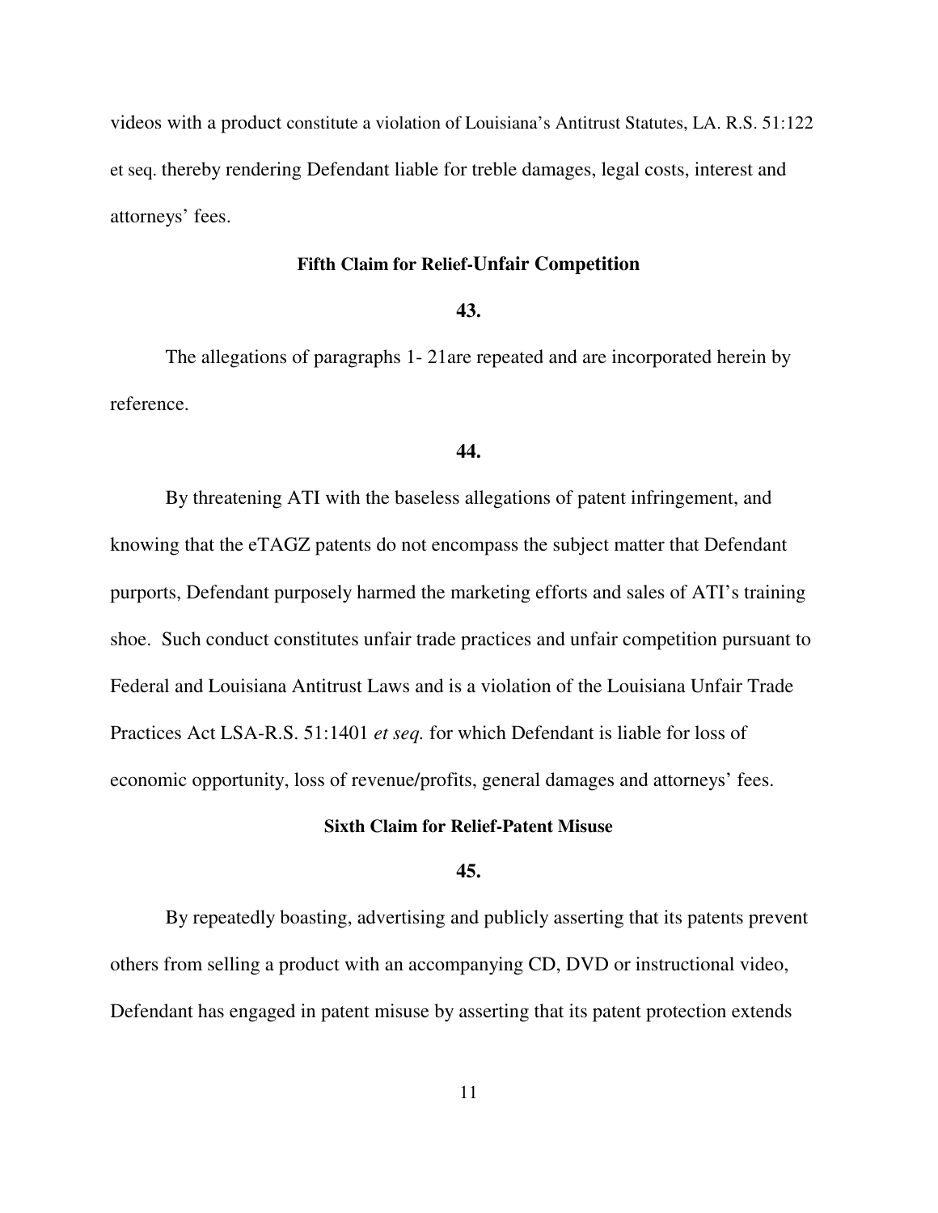videos with a product constitute a violation of Louisiana's Antitrust Statutes, LA. R.S. 51:122 et seq. thereby rendering Defendant liable for treble damages, legal costs, interest and attorneys' fees.

**Fifth Claim for Relief-Unfair Competition**

**43.**

The allegations of paragraphs 1- 21are repeated and are incorporated herein by reference.

**44.**

By threatening ATI with the baseless allegations of patent infringement, and knowing that the eTAGZ patents do not encompass the subject matter that Defendant purports, Defendant purposely harmed the marketing efforts and sales of ATI's training shoe. Such conduct constitutes unfair trade practices and unfair competition pursuant to Federal and Louisiana Antitrust Laws and is a violation of the Louisiana Unfair Trade Practices Act LSA-R.S. 51:1401 *et seq.* for which Defendant is liable for loss of economic opportunity, loss of revenue/profits, general damages and attorneys' fees.

**Sixth Claim for Relief-Patent Misuse**

**45.**

By repeatedly boasting, advertising and publicly asserting that its patents prevent others from selling a product with an accompanying CD, DVD or instructional video, Defendant has engaged in patent misuse by asserting that its patent protection extends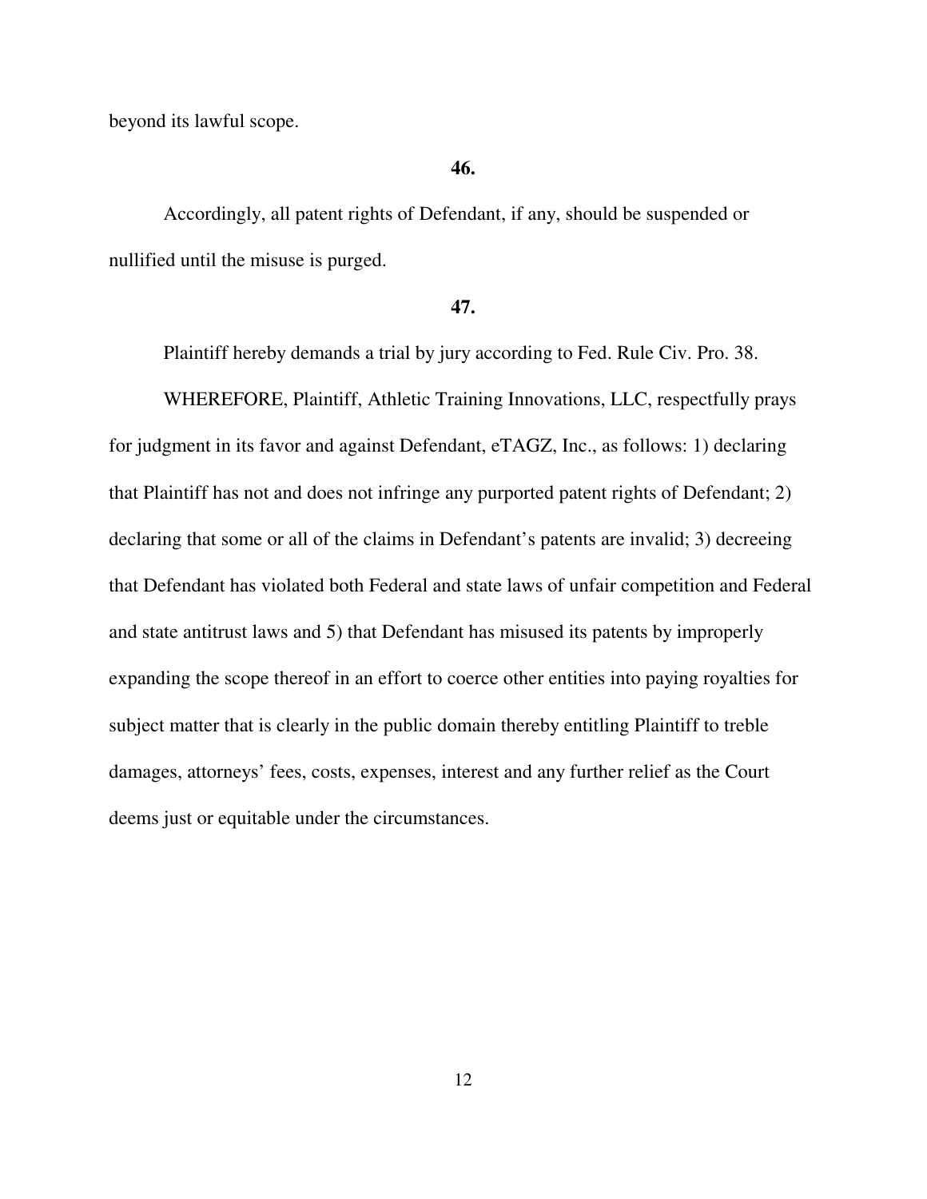beyond its lawful scope.

**46.**

Accordingly, all patent rights of Defendant, if any, should be suspended or nullified until the misuse is purged.

**47.**

Plaintiff hereby demands a trial by jury according to Fed. Rule Civ. Pro. 38.

WHEREFORE, Plaintiff, Athletic Training Innovations, LLC, respectfully prays for judgment in its favor and against Defendant, eTAGZ, Inc., as follows: 1) declaring that Plaintiff has not and does not infringe any purported patent rights of Defendant; 2) declaring that some or all of the claims in Defendant's patents are invalid; 3) decreeing that Defendant has violated both Federal and state laws of unfair competition and Federal and state antitrust laws and 5) that Defendant has misused its patents by improperly expanding the scope thereof in an effort to coerce other entities into paying royalties for subject matter that is clearly in the public domain thereby entitling Plaintiff to treble damages, attorneys' fees, costs, expenses, interest and any further relief as the Court deems just or equitable under the circumstances.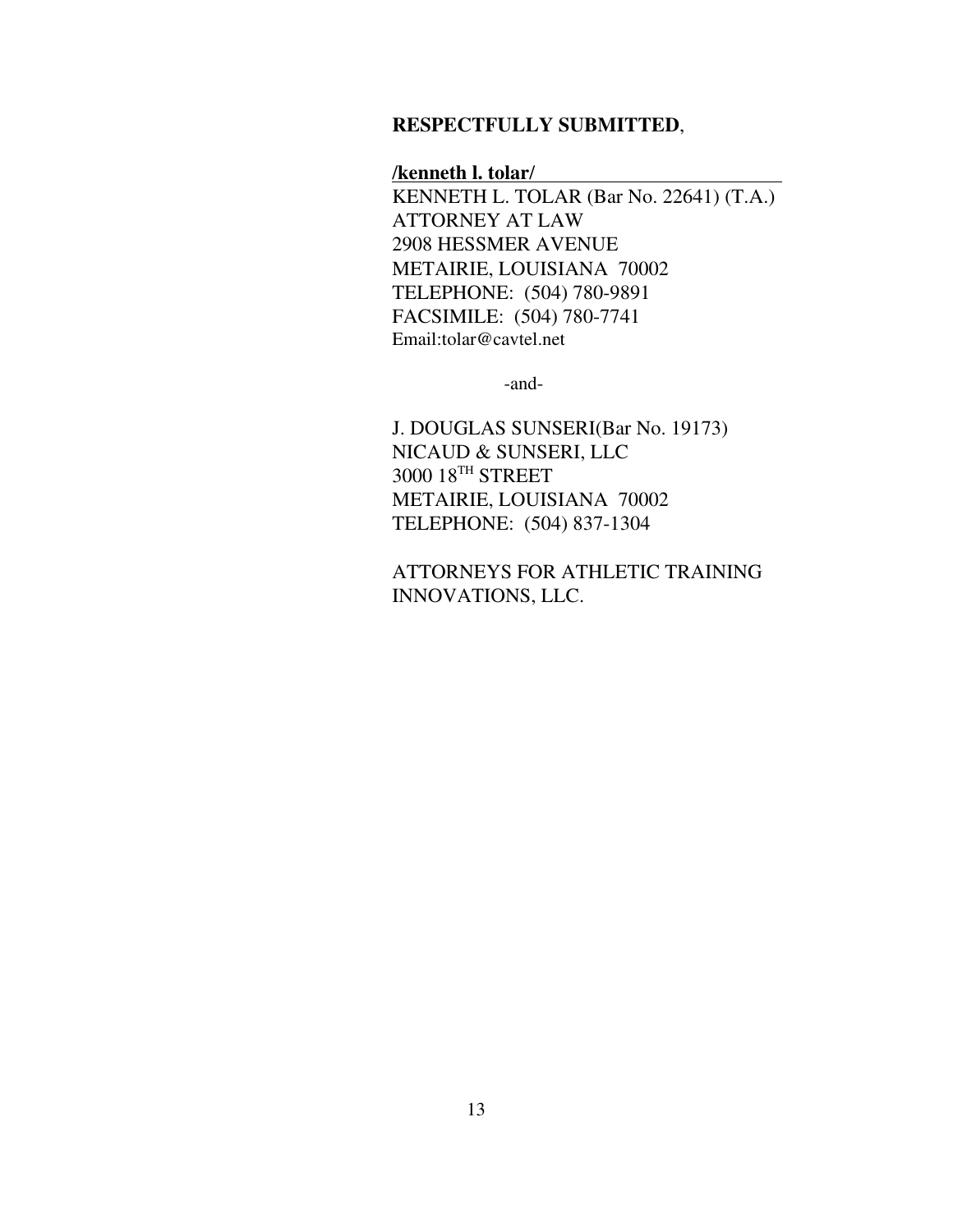**RESPECTFULLY SUBMITTED**,

**/kenneth l. tolar/**
KENNETH L. TOLAR (Bar No. 22641) (T.A.)
ATTORNEY AT LAW
2908 HESSMER AVENUE
METAIRIE, LOUISIANA 70002
TELEPHONE: (504) 780-9891
FACSIMILE: (504) 780-7741
Email:tolar@cavtel.net

-and-

J. DOUGLAS SUNSERI(Bar No. 19173)
NICAUD & SUNSERI, LLC
3000 18TH STREET
METAIRIE, LOUISIANA 70002
TELEPHONE: (504) 837-1304

ATTORNEYS FOR ATHLETIC TRAINING INNOVATIONS, LLC.